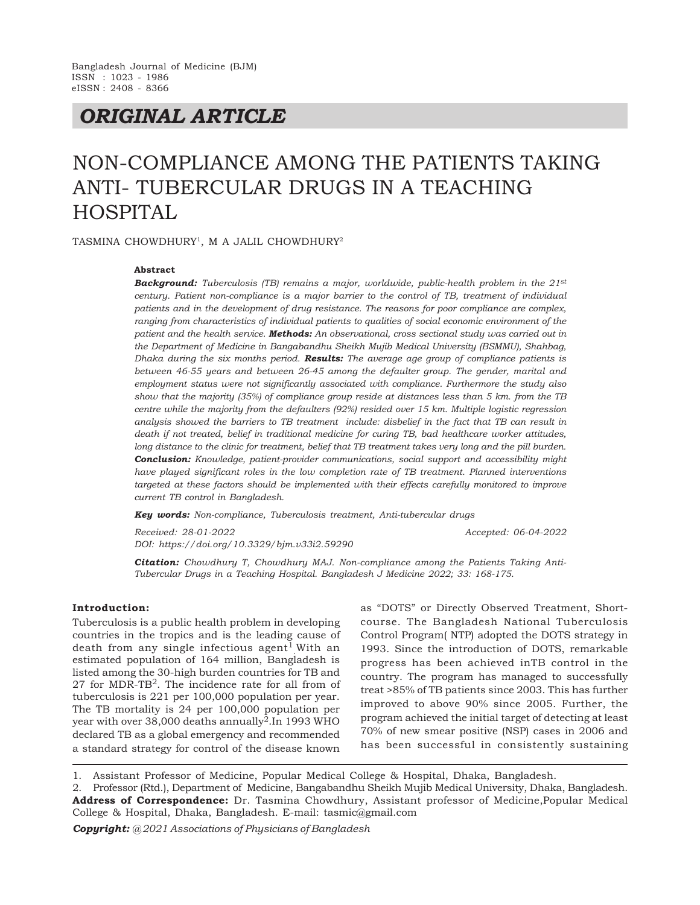Bangladesh Journal of Medicine (BJM)
ISSN : 1023 - 1986
eISSN : 2408 - 8366

## *ORIGINAL ARTICLE*

# NON-COMPLIANCE AMONG THE PATIENTS TAKING ANTI- TUBERCULAR DRUGS IN A TEACHING HOSPITAL

TASMINA CHOWDHURY[1], M A JALIL CHOWDHURY[2]

**Abstract**

***Background:*** *Tuberculosis (TB) remains a major, worldwide, public-health problem in the 21st century. Patient non-compliance is a major barrier to the control of TB, treatment of individual patients and in the development of drug resistance. The reasons for poor compliance are complex, ranging from characteristics of individual patients to qualities of social economic environment of the patient and the health service.* ***Methods:*** *An observational, cross sectional study was carried out in the Department of Medicine in Bangabandhu Sheikh Mujib Medical University (BSMMU), Shahbag, Dhaka during the six months period.* ***Results:*** *The average age group of compliance patients is between 46-55 years and between 26-45 among the defaulter group. The gender, marital and employment status were not significantly associated with compliance. Furthermore the study also show that the majority (35%) of compliance group reside at distances less than 5 km. from the TB centre while the majority from the defaulters (92%) resided over 15 km. Multiple logistic regression analysis showed the barriers to TB treatment include: disbelief in the fact that TB can result in death if not treated, belief in traditional medicine for curing TB, bad healthcare worker attitudes, long distance to the clinic for treatment, belief that TB treatment takes very long and the pill burden.* ***Conclusion:*** *Knowledge, patient-provider communications, social support and accessibility might have played significant roles in the low completion rate of TB treatment. Planned interventions targeted at these factors should be implemented with their effects carefully monitored to improve current TB control in Bangladesh.*

***Key words:*** *Non-compliance, Tuberculosis treatment, Anti-tubercular drugs*

*Received: 28-01-2022* *Accepted: 06-04-2022*

*DOI: https://doi.org/10.3329/bjm.v33i2.59290*

***Citation:*** *Chowdhury T, Chowdhury MAJ. Non-compliance among the Patients Taking Anti-Tubercular Drugs in a Teaching Hospital. Bangladesh J Medicine 2022; 33: 168-175.*

**Introduction:**

Tuberculosis is a public health problem in developing countries in the tropics and is the leading cause of death from any single infectious agent[1].With an estimated population of 164 million, Bangladesh is listed among the 30-high burden countries for TB and 27 for MDR-TB[2]. The incidence rate for all from of tuberculosis is 221 per 100,000 population per year. The TB mortality is 24 per 100,000 population per year with over 38,000 deaths annually[2].In 1993 WHO declared TB as a global emergency and recommended a standard strategy for control of the disease known as "DOTS" or Directly Observed Treatment, Short-course. The Bangladesh National Tuberculosis Control Program( NTP) adopted the DOTS strategy in 1993. Since the introduction of DOTS, remarkable progress has been achieved inTB control in the country. The program has managed to successfully treat >85% of TB patients since 2003. This has further improved to above 90% since 2005. Further, the program achieved the initial target of detecting at least 70% of new smear positive (NSP) cases in 2006 and has been successful in consistently sustaining

1. Assistant Professor of Medicine, Popular Medical College & Hospital, Dhaka, Bangladesh.
2. Professor (Rtd.), Department of Medicine, Bangabandhu Sheikh Mujib Medical University, Dhaka, Bangladesh.

**Address of Correspondence:** Dr. Tasmina Chowdhury, Assistant professor of Medicine,Popular Medical College & Hospital, Dhaka, Bangladesh. E-mail: tasmic@gmail.com

***Copyright:*** *@2021 Associations of Physicians of Bangladesh*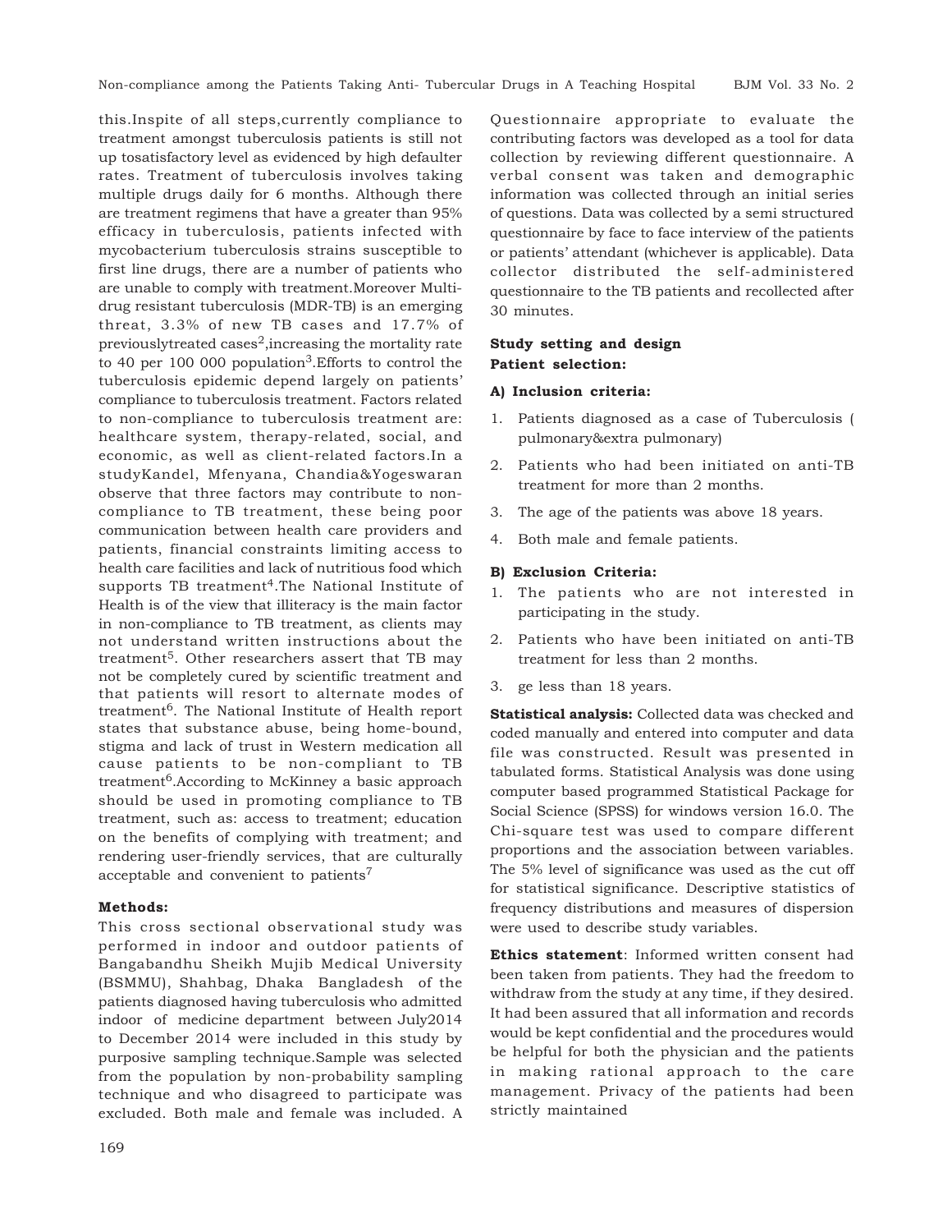this.Inspite of all steps,currently compliance to treatment amongst tuberculosis patients is still not up tosatisfactory level as evidenced by high defaulter rates. Treatment of tuberculosis involves taking multiple drugs daily for 6 months. Although there are treatment regimens that have a greater than 95% efficacy in tuberculosis, patients infected with mycobacterium tuberculosis strains susceptible to first line drugs, there are a number of patients who are unable to comply with treatment.Moreover Multi-drug resistant tuberculosis (MDR-TB) is an emerging threat, 3.3% of new TB cases and 17.7% of previouslytreated cases[2],increasing the mortality rate to 40 per 100 000 population[3].Efforts to control the tuberculosis epidemic depend largely on patients' compliance to tuberculosis treatment. Factors related to non-compliance to tuberculosis treatment are: healthcare system, therapy-related, social, and economic, as well as client-related factors.In a studyKandel, Mfenyana, Chandia&Yogeswaran observe that three factors may contribute to non-compliance to TB treatment, these being poor communication between health care providers and patients, financial constraints limiting access to health care facilities and lack of nutritious food which supports TB treatment[4].The National Institute of Health is of the view that illiteracy is the main factor in non-compliance to TB treatment, as clients may not understand written instructions about the treatment[5]. Other researchers assert that TB may not be completely cured by scientific treatment and that patients will resort to alternate modes of treatment[6]. The National Institute of Health report states that substance abuse, being home-bound, stigma and lack of trust in Western medication all cause patients to be non-compliant to TB treatment[6].According to McKinney a basic approach should be used in promoting compliance to TB treatment, such as: access to treatment; education on the benefits of complying with treatment; and rendering user-friendly services, that are culturally acceptable and convenient to patients[7]

**Methods:**

This cross sectional observational study was performed in indoor and outdoor patients of Bangabandhu Sheikh Mujib Medical University (BSMMU), Shahbag, Dhaka Bangladesh of the patients diagnosed having tuberculosis who admitted indoor of medicine department between July2014 to December 2014 were included in this study by purposive sampling technique.Sample was selected from the population by non-probability sampling technique and who disagreed to participate was excluded. Both male and female was included. A Questionnaire appropriate to evaluate the contributing factors was developed as a tool for data collection by reviewing different questionnaire. A verbal consent was taken and demographic information was collected through an initial series of questions. Data was collected by a semi structured questionnaire by face to face interview of the patients or patients' attendant (whichever is applicable). Data collector distributed the self-administered questionnaire to the TB patients and recollected after 30 minutes.

**Study setting and design**
**Patient selection:**

**A) Inclusion criteria:**

1. Patients diagnosed as a case of Tuberculosis ( pulmonary&extra pulmonary)
2. Patients who had been initiated on anti-TB treatment for more than 2 months.
3. The age of the patients was above 18 years.
4. Both male and female patients.

**B) Exclusion Criteria:**

1. The patients who are not interested in participating in the study.
2. Patients who have been initiated on anti-TB treatment for less than 2 months.
3. ge less than 18 years.

**Statistical analysis:** Collected data was checked and coded manually and entered into computer and data file was constructed. Result was presented in tabulated forms. Statistical Analysis was done using computer based programmed Statistical Package for Social Science (SPSS) for windows version 16.0. The Chi-square test was used to compare different proportions and the association between variables. The 5% level of significance was used as the cut off for statistical significance. Descriptive statistics of frequency distributions and measures of dispersion were used to describe study variables.

**Ethics statement**: Informed written consent had been taken from patients. They had the freedom to withdraw from the study at any time, if they desired. It had been assured that all information and records would be kept confidential and the procedures would be helpful for both the physician and the patients in making rational approach to the care management. Privacy of the patients had been strictly maintained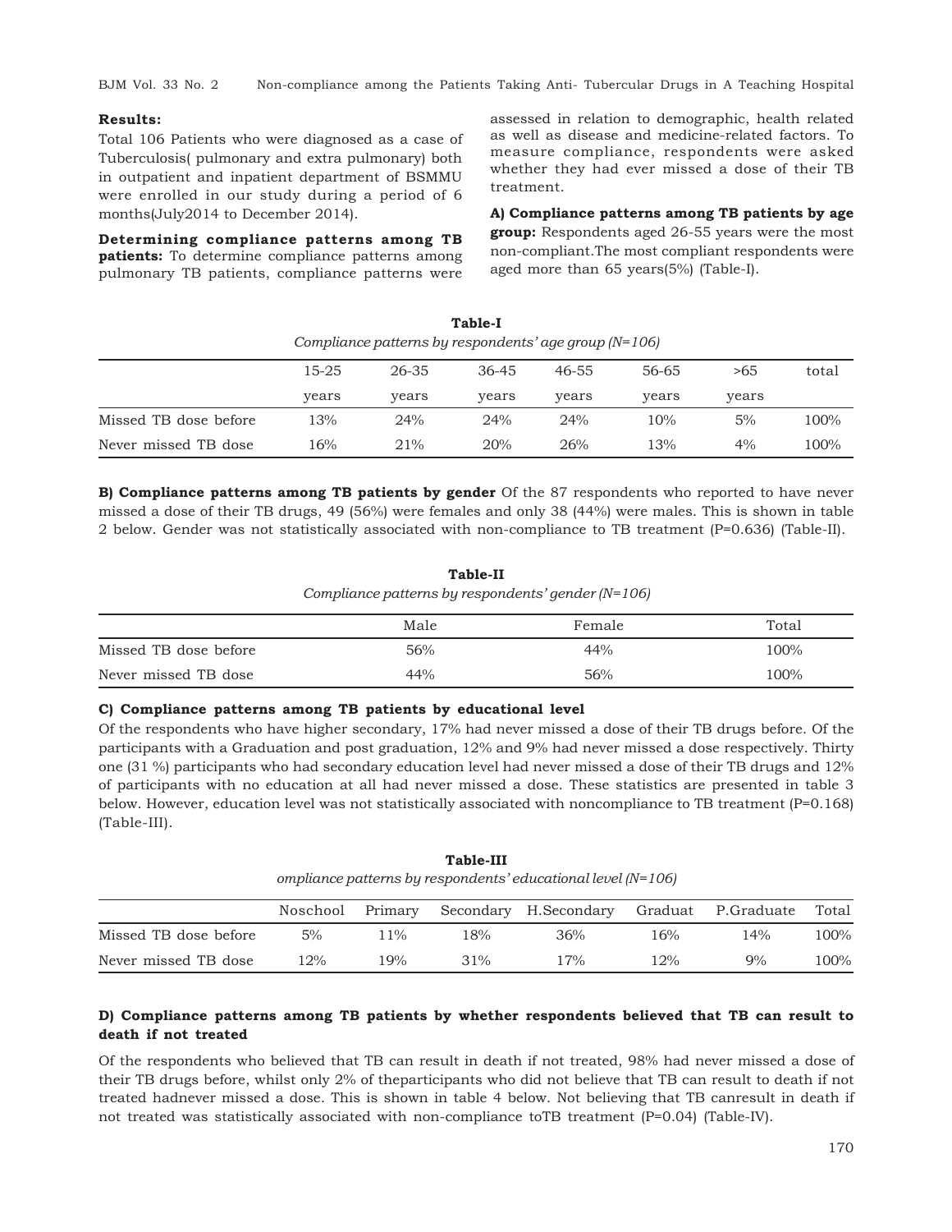**Results:**

Total 106 Patients who were diagnosed as a case of Tuberculosis( pulmonary and extra pulmonary) both in outpatient and inpatient department of BSMMU were enrolled in our study during a period of 6 months(July2014 to December 2014).

**Determining compliance patterns among TB patients:** To determine compliance patterns among pulmonary TB patients, compliance patterns were assessed in relation to demographic, health related as well as disease and medicine-related factors. To measure compliance, respondents were asked whether they had ever missed a dose of their TB treatment.

**A) Compliance patterns among TB patients by age group:** Respondents aged 26-55 years were the most non-compliant.The most compliant respondents were aged more than 65 years(5%) (Table-I).

**Table-I**

*Compliance patterns by respondents' age group (N=106)*

| | 15-25 years | 26-35 years | 36-45 years | 46-55 years | 56-65 years | >65 years | total |
|---|---|---|---|---|---|---|---|
| Missed TB dose before | 13% | 24% | 24% | 24% | 10% | 5% | 100% |
| Never missed TB dose | 16% | 21% | 20% | 26% | 13% | 4% | 100% |

**B) Compliance patterns among TB patients by gender** Of the 87 respondents who reported to have never missed a dose of their TB drugs, 49 (56%) were females and only 38 (44%) were males. This is shown in table 2 below. Gender was not statistically associated with non-compliance to TB treatment (P=0.636) (Table-II).

**Table-II**

*Compliance patterns by respondents' gender (N=106)*

| | Male | Female | Total |
|---|---|---|---|
| Missed TB dose before | 56% | 44% | 100% |
| Never missed TB dose | 44% | 56% | 100% |

**C) Compliance patterns among TB patients by educational level**

Of the respondents who have higher secondary, 17% had never missed a dose of their TB drugs before. Of the participants with a Graduation and post graduation, 12% and 9% had never missed a dose respectively. Thirty one (31 %) participants who had secondary education level had never missed a dose of their TB drugs and 12% of participants with no education at all had never missed a dose. These statistics are presented in table 3 below. However, education level was not statistically associated with noncompliance to TB treatment (P=0.168) (Table-III).

**Table-III**

*ompliance patterns by respondents' educational level (N=106)*

| | Noschool | Primary | Secondary | H.Secondary | Graduat | P.Graduate | Total |
|---|---|---|---|---|---|---|---|
| Missed TB dose before | 5% | 11% | 18% | 36% | 16% | 14% | 100% |
| Never missed TB dose | 12% | 19% | 31% | 17% | 12% | 9% | 100% |

**D) Compliance patterns among TB patients by whether respondents believed that TB can result to death if not treated**

Of the respondents who believed that TB can result in death if not treated, 98% had never missed a dose of their TB drugs before, whilst only 2% of theparticipants who did not believe that TB can result to death if not treated hadnever missed a dose. This is shown in table 4 below. Not believing that TB canresult in death if not treated was statistically associated with non-compliance toTB treatment (P=0.04) (Table-IV).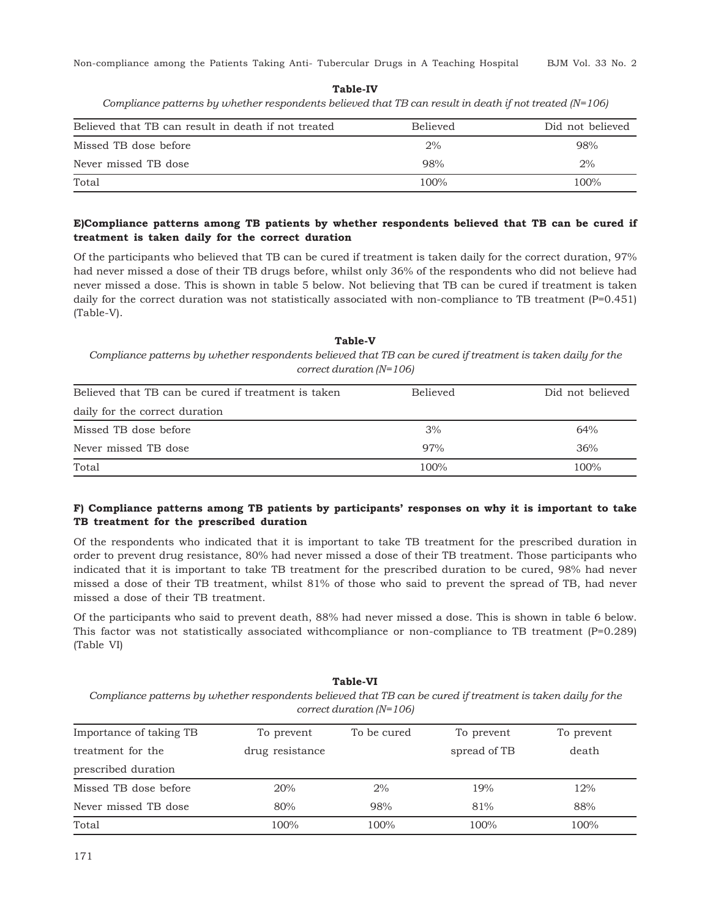**Table-IV**

*Compliance patterns by whether respondents believed that TB can result in death if not treated (N=106)*

| Believed that TB can result in death if not treated | Believed | Did not believed |
|---|---|---|
| Missed TB dose before | 2% | 98% |
| Never missed TB dose | 98% | 2% |
| Total | 100% | 100% |

### E)Compliance patterns among TB patients by whether respondents believed that TB can be cured if treatment is taken daily for the correct duration

Of the participants who believed that TB can be cured if treatment is taken daily for the correct duration, 97% had never missed a dose of their TB drugs before, whilst only 36% of the respondents who did not believe had never missed a dose. This is shown in table 5 below. Not believing that TB can be cured if treatment is taken daily for the correct duration was not statistically associated with non-compliance to TB treatment (P=0.451) (Table-V).

**Table-V**

*Compliance patterns by whether respondents believed that TB can be cured if treatment is taken daily for the correct duration (N=106)*

| Believed that TB can be cured if treatment is taken daily for the correct duration | Believed | Did not believed |
|---|---|---|
| Missed TB dose before | 3% | 64% |
| Never missed TB dose | 97% | 36% |
| Total | 100% | 100% |

### F) Compliance patterns among TB patients by participants' responses on why it is important to take TB treatment for the prescribed duration

Of the respondents who indicated that it is important to take TB treatment for the prescribed duration in order to prevent drug resistance, 80% had never missed a dose of their TB treatment. Those participants who indicated that it is important to take TB treatment for the prescribed duration to be cured, 98% had never missed a dose of their TB treatment, whilst 81% of those who said to prevent the spread of TB, had never missed a dose of their TB treatment.

Of the participants who said to prevent death, 88% had never missed a dose. This is shown in table 6 below. This factor was not statistically associated withcompliance or non-compliance to TB treatment (P=0.289) (Table VI)

**Table-VI**

*Compliance patterns by whether respondents believed that TB can be cured if treatment is taken daily for the correct duration (N=106)*

| Importance of taking TB treatment for the prescribed duration | To prevent drug resistance | To be cured | To prevent spread of TB | To prevent death |
|---|---|---|---|---|
| Missed TB dose before | 20% | 2% | 19% | 12% |
| Never missed TB dose | 80% | 98% | 81% | 88% |
| Total | 100% | 100% | 100% | 100% |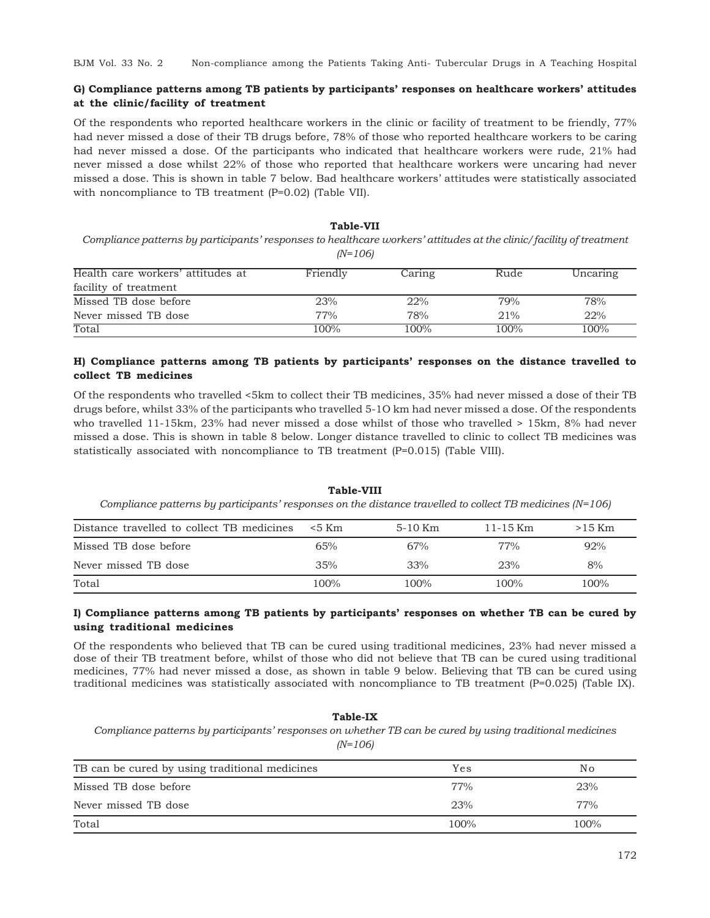### G) Compliance patterns among TB patients by participants' responses on healthcare workers' attitudes at the clinic/facility of treatment

Of the respondents who reported healthcare workers in the clinic or facility of treatment to be friendly, 77% had never missed a dose of their TB drugs before, 78% of those who reported healthcare workers to be caring had never missed a dose. Of the participants who indicated that healthcare workers were rude, 21% had never missed a dose whilst 22% of those who reported that healthcare workers were uncaring had never missed a dose. This is shown in table 7 below. Bad healthcare workers' attitudes were statistically associated with noncompliance to TB treatment (P=0.02) (Table VII).

**Table-VII**

*Compliance patterns by participants' responses to healthcare workers' attitudes at the clinic/facility of treatment (N=106)*

| Health care workers' attitudes at facility of treatment | Friendly | Caring | Rude | Uncaring |
|---|---|---|---|---|
| Missed TB dose before | 23% | 22% | 79% | 78% |
| Never missed TB dose | 77% | 78% | 21% | 22% |
| Total | 100% | 100% | 100% | 100% |

### H) Compliance patterns among TB patients by participants' responses on the distance travelled to collect TB medicines

Of the respondents who travelled <5km to collect their TB medicines, 35% had never missed a dose of their TB drugs before, whilst 33% of the participants who travelled 5-1O km had never missed a dose. Of the respondents who travelled 11-15km, 23% had never missed a dose whilst of those who travelled > 15km, 8% had never missed a dose. This is shown in table 8 below. Longer distance travelled to clinic to collect TB medicines was statistically associated with noncompliance to TB treatment (P=0.015) (Table VIII).

**Table-VIII**

*Compliance patterns by participants' responses on the distance travelled to collect TB medicines (N=106)*

| Distance travelled to collect TB medicines | <5 Km | 5-10 Km | 11-15 Km | >15 Km |
|---|---|---|---|---|
| Missed TB dose before | 65% | 67% | 77% | 92% |
| Never missed TB dose | 35% | 33% | 23% | 8% |
| Total | 100% | 100% | 100% | 100% |

### I) Compliance patterns among TB patients by participants' responses on whether TB can be cured by using traditional medicines

Of the respondents who believed that TB can be cured using traditional medicines, 23% had never missed a dose of their TB treatment before, whilst of those who did not believe that TB can be cured using traditional medicines, 77% had never missed a dose, as shown in table 9 below. Believing that TB can be cured using traditional medicines was statistically associated with noncompliance to TB treatment (P=0.025) (Table IX).

**Table-IX**

*Compliance patterns by participants' responses on whether TB can be cured by using traditional medicines (N=106)*

| TB can be cured by using traditional medicines | Yes | No |
|---|---|---|
| Missed TB dose before | 77% | 23% |
| Never missed TB dose | 23% | 77% |
| Total | 100% | 100% |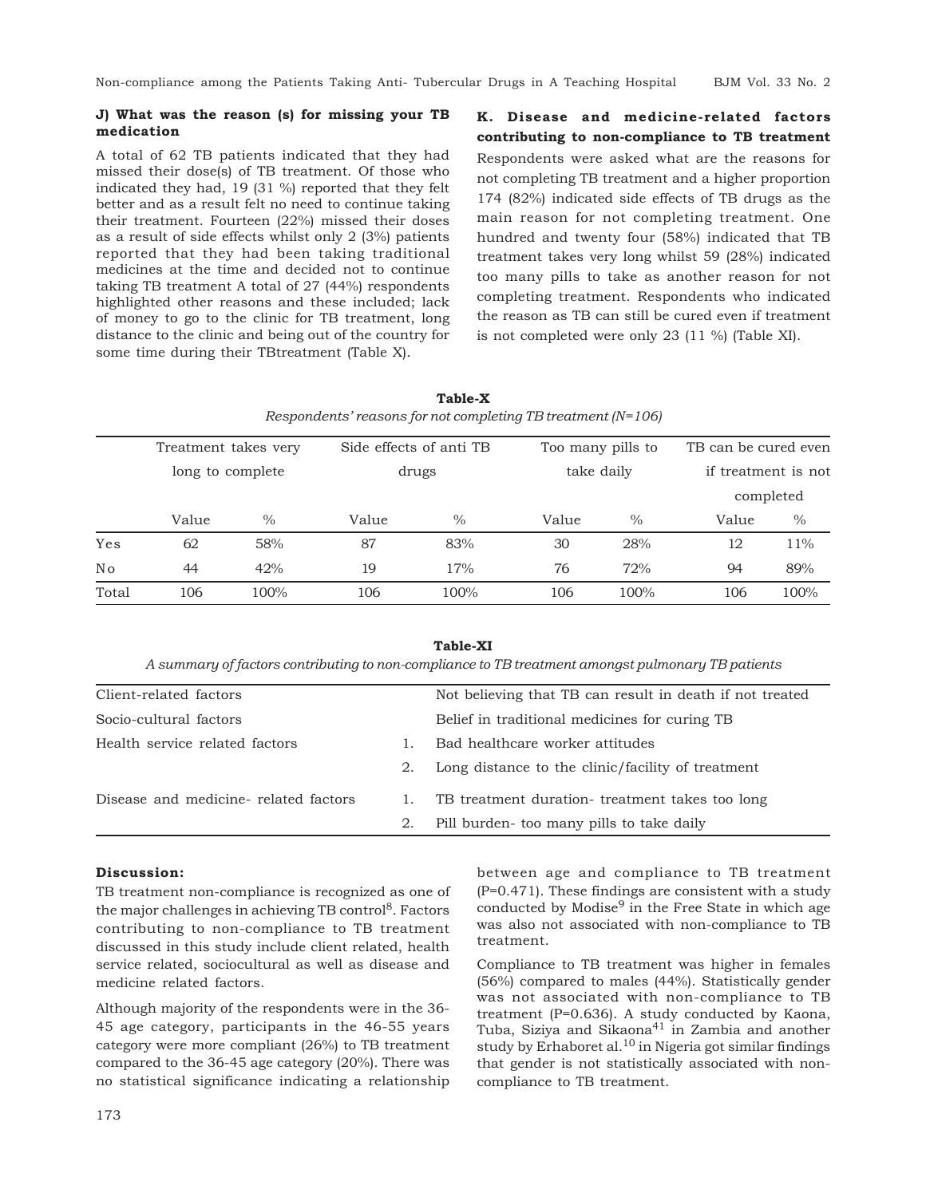### J) What was the reason (s) for missing your TB medication

A total of 62 TB patients indicated that they had missed their dose(s) of TB treatment. Of those who indicated they had, 19 (31 %) reported that they felt better and as a result felt no need to continue taking their treatment. Fourteen (22%) missed their doses as a result of side effects whilst only 2 (3%) patients reported that they had been taking traditional medicines at the time and decided not to continue taking TB treatment A total of 27 (44%) respondents highlighted other reasons and these included; lack of money to go to the clinic for TB treatment, long distance to the clinic and being out of the country for some time during their TBtreatment (Table X).

### K. Disease and medicine-related factors contributing to non-compliance to TB treatment

Respondents were asked what are the reasons for not completing TB treatment and a higher proportion 174 (82%) indicated side effects of TB drugs as the main reason for not completing treatment. One hundred and twenty four (58%) indicated that TB treatment takes very long whilst 59 (28%) indicated too many pills to take as another reason for not completing treatment. Respondents who indicated the reason as TB can still be cured even if treatment is not completed were only 23 (11 %) (Table XI).

**Table-X**

*Respondents' reasons for not completing TB treatment (N=106)*

| | Treatment takes very long to complete | | Side effects of anti TB drugs | | Too many pills to take daily | | TB can be cured even if treatment is not completed | |
|---|---|---|---|---|---|---|---|---|
| | Value | % | Value | % | Value | % | Value | % |
| Yes | 62 | 58% | 87 | 83% | 30 | 28% | 12 | 11% |
| No | 44 | 42% | 19 | 17% | 76 | 72% | 94 | 89% |
| Total | 106 | 100% | 106 | 100% | 106 | 100% | 106 | 100% |

**Table-XI**

*A summary of factors contributing to non-compliance to TB treatment amongst pulmonary TB patients*

| | | |
|---|---|---|
| Client-related factors | | Not believing that TB can result in death if not treated |
| Socio-cultural factors | | Belief in traditional medicines for curing TB |
| Health service related factors | 1. | Bad healthcare worker attitudes |
| | 2. | Long distance to the clinic/facility of treatment |
| Disease and medicine- related factors | 1. | TB treatment duration- treatment takes too long |
| | 2. | Pill burden- too many pills to take daily |

## Discussion:

TB treatment non-compliance is recognized as one of the major challenges in achieving TB control[8]. Factors contributing to non-compliance to TB treatment discussed in this study include client related, health service related, sociocultural as well as disease and medicine related factors.

Although majority of the respondents were in the 36-45 age category, participants in the 46-55 years category were more compliant (26%) to TB treatment compared to the 36-45 age category (20%). There was no statistical significance indicating a relationship between age and compliance to TB treatment (P=0.471). These findings are consistent with a study conducted by Modise[9] in the Free State in which age was also not associated with non-compliance to TB treatment.

Compliance to TB treatment was higher in females (56%) compared to males (44%). Statistically gender was not associated with non-compliance to TB treatment (P=0.636). A study conducted by Kaona, Tuba, Siziya and Sikaona[41] in Zambia and another study by Erhaboret al.[10] in Nigeria got similar findings that gender is not statistically associated with non-compliance to TB treatment.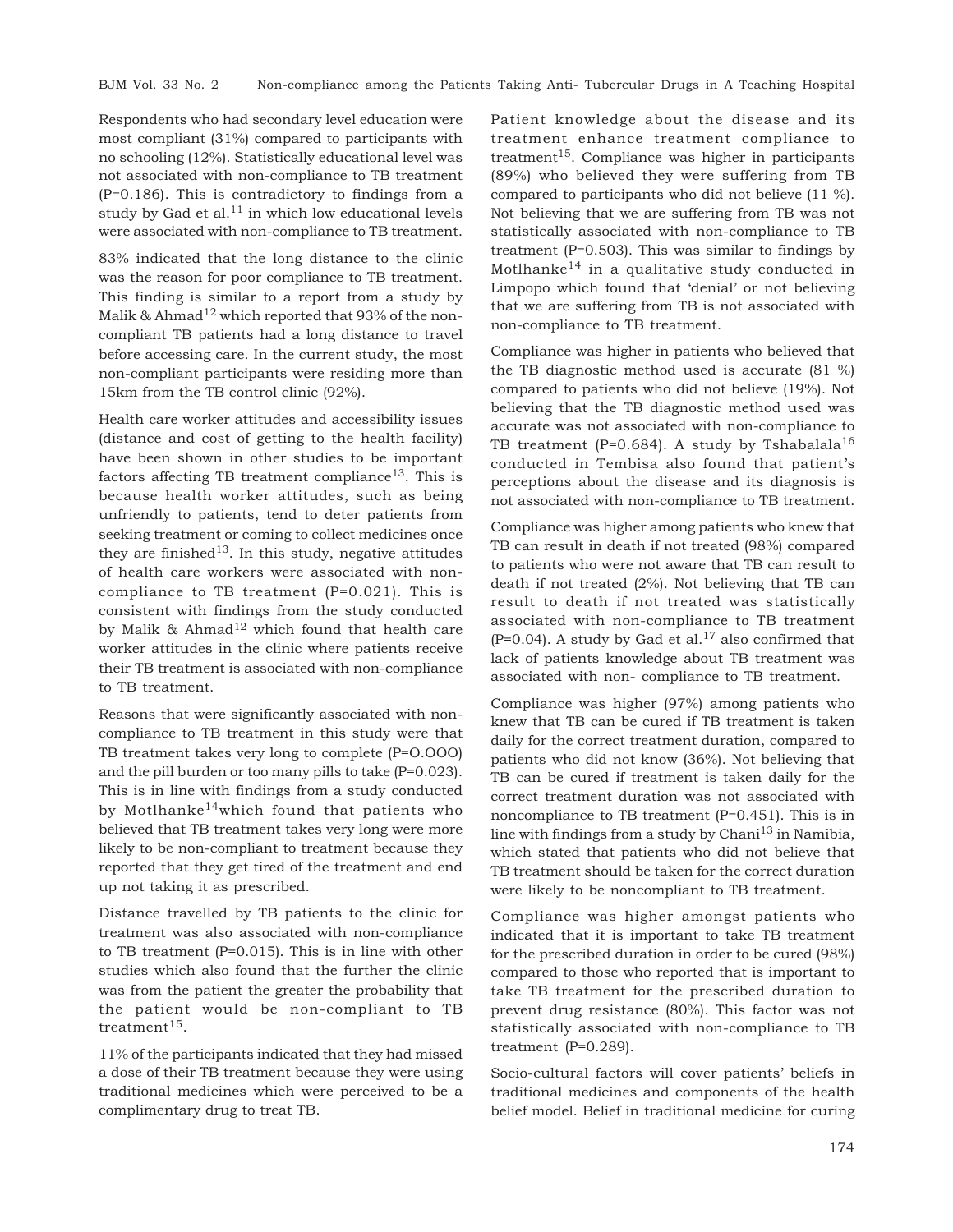Respondents who had secondary level education were most compliant (31%) compared to participants with no schooling (12%). Statistically educational level was not associated with non-compliance to TB treatment (P=0.186). This is contradictory to findings from a study by Gad et al.[11] in which low educational levels were associated with non-compliance to TB treatment.

83% indicated that the long distance to the clinic was the reason for poor compliance to TB treatment. This finding is similar to a report from a study by Malik & Ahmad[12] which reported that 93% of the non-compliant TB patients had a long distance to travel before accessing care. In the current study, the most non-compliant participants were residing more than 15km from the TB control clinic (92%).

Health care worker attitudes and accessibility issues (distance and cost of getting to the health facility) have been shown in other studies to be important factors affecting TB treatment compliance[13]. This is because health worker attitudes, such as being unfriendly to patients, tend to deter patients from seeking treatment or coming to collect medicines once they are finished[13]. In this study, negative attitudes of health care workers were associated with non-compliance to TB treatment (P=0.021). This is consistent with findings from the study conducted by Malik & Ahmad[12] which found that health care worker attitudes in the clinic where patients receive their TB treatment is associated with non-compliance to TB treatment.

Reasons that were significantly associated with non-compliance to TB treatment in this study were that TB treatment takes very long to complete (P=O.OOO) and the pill burden or too many pills to take (P=0.023). This is in line with findings from a study conducted by Motlhanke[14] which found that patients who believed that TB treatment takes very long were more likely to be non-compliant to treatment because they reported that they get tired of the treatment and end up not taking it as prescribed.

Distance travelled by TB patients to the clinic for treatment was also associated with non-compliance to TB treatment (P=0.015). This is in line with other studies which also found that the further the clinic was from the patient the greater the probability that the patient would be non-compliant to TB treatment[15].

11% of the participants indicated that they had missed a dose of their TB treatment because they were using traditional medicines which were perceived to be a complimentary drug to treat TB.

Patient knowledge about the disease and its treatment enhance treatment compliance to treatment[15]. Compliance was higher in participants (89%) who believed they were suffering from TB compared to participants who did not believe (11 %). Not believing that we are suffering from TB was not statistically associated with non-compliance to TB treatment (P=0.503). This was similar to findings by Motlhanke[14] in a qualitative study conducted in Limpopo which found that 'denial' or not believing that we are suffering from TB is not associated with non-compliance to TB treatment.

Compliance was higher in patients who believed that the TB diagnostic method used is accurate (81 %) compared to patients who did not believe (19%). Not believing that the TB diagnostic method used was accurate was not associated with non-compliance to TB treatment (P=0.684). A study by Tshabalala[16] conducted in Tembisa also found that patient's perceptions about the disease and its diagnosis is not associated with non-compliance to TB treatment.

Compliance was higher among patients who knew that TB can result in death if not treated (98%) compared to patients who were not aware that TB can result to death if not treated (2%). Not believing that TB can result to death if not treated was statistically associated with non-compliance to TB treatment (P=0.04). A study by Gad et al.[17] also confirmed that lack of patients knowledge about TB treatment was associated with non- compliance to TB treatment.

Compliance was higher (97%) among patients who knew that TB can be cured if TB treatment is taken daily for the correct treatment duration, compared to patients who did not know (36%). Not believing that TB can be cured if treatment is taken daily for the correct treatment duration was not associated with noncompliance to TB treatment (P=0.451). This is in line with findings from a study by Chani[13] in Namibia, which stated that patients who did not believe that TB treatment should be taken for the correct duration were likely to be noncompliant to TB treatment.

Compliance was higher amongst patients who indicated that it is important to take TB treatment for the prescribed duration in order to be cured (98%) compared to those who reported that is important to take TB treatment for the prescribed duration to prevent drug resistance (80%). This factor was not statistically associated with non-compliance to TB treatment (P=0.289).

Socio-cultural factors will cover patients' beliefs in traditional medicines and components of the health belief model. Belief in traditional medicine for curing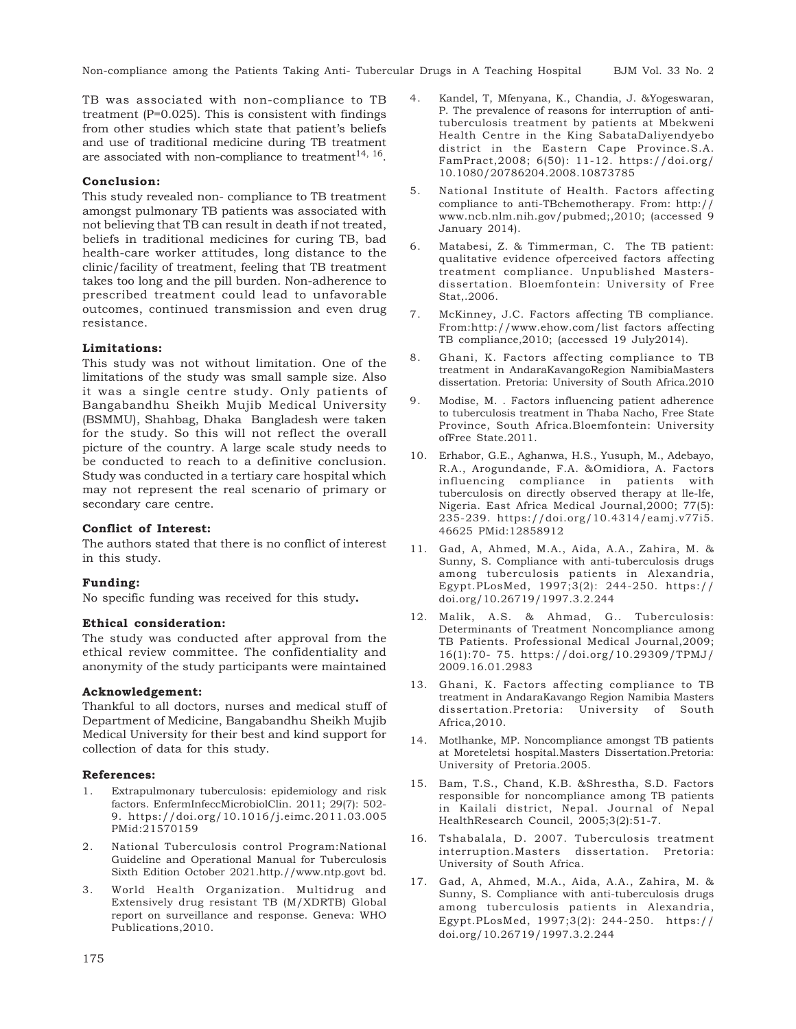TB was associated with non-compliance to TB treatment (P=0.025). This is consistent with findings from other studies which state that patient's beliefs and use of traditional medicine during TB treatment are associated with non-compliance to treatment[14, 16].

### Conclusion:

This study revealed non- compliance to TB treatment amongst pulmonary TB patients was associated with not believing that TB can result in death if not treated, beliefs in traditional medicines for curing TB, bad health-care worker attitudes, long distance to the clinic/facility of treatment, feeling that TB treatment takes too long and the pill burden. Non-adherence to prescribed treatment could lead to unfavorable outcomes, continued transmission and even drug resistance.

### Limitations:

This study was not without limitation. One of the limitations of the study was small sample size. Also it was a single centre study. Only patients of Bangabandhu Sheikh Mujib Medical University (BSMMU), Shahbag, Dhaka Bangladesh were taken for the study. So this will not reflect the overall picture of the country. A large scale study needs to be conducted to reach to a definitive conclusion. Study was conducted in a tertiary care hospital which may not represent the real scenario of primary or secondary care centre.

### Conflict of Interest:

The authors stated that there is no conflict of interest in this study.

### Funding:

No specific funding was received for this study**.**

### Ethical consideration:

The study was conducted after approval from the ethical review committee. The confidentiality and anonymity of the study participants were maintained

### Acknowledgement:

Thankful to all doctors, nurses and medical stuff of Department of Medicine, Bangabandhu Sheikh Mujib Medical University for their best and kind support for collection of data for this study.

### References:

1. Extrapulmonary tuberculosis: epidemiology and risk factors. EnfermInfeccMicrobiolClin. 2011; 29(7): 502-9. https://doi.org/10.1016/j.eimc.2011.03.005 PMid:21570159
2. National Tuberculosis control Program:National Guideline and Operational Manual for Tuberculosis Sixth Edition October 2021.http.//www.ntp.govt bd.
3. World Health Organization. Multidrug and Extensively drug resistant TB (M/XDRTB) Global report on surveillance and response. Geneva: WHO Publications,2010.
4. Kandel, T, Mfenyana, K., Chandia, J. &Yogeswaran, P. The prevalence of reasons for interruption of anti-tuberculosis treatment by patients at Mbekweni Health Centre in the King SabataDaliyendyebo district in the Eastern Cape Province.S.A. FamPract,2008; 6(50): 11-12. https://doi.org/10.1080/20786204.2008.10873785
5. National Institute of Health. Factors affecting compliance to anti-TBchemotherapy. From: http://www.ncb.nlm.nih.gov/pubmed;,2010; (accessed 9 January 2014).
6. Matabesi, Z. & Timmerman, C. The TB patient: qualitative evidence ofperceived factors affecting treatment compliance. Unpublished Masters-dissertation. Bloemfontein: University of Free Stat,.2006.
7. McKinney, J.C. Factors affecting TB compliance. From:http://www.ehow.com/list factors affecting TB compliance,2010; (accessed 19 July2014).
8. Ghani, K. Factors affecting compliance to TB treatment in AndaraKavangoRegion NamibiaMasters dissertation. Pretoria: University of South Africa.2010
9. Modise, M. . Factors influencing patient adherence to tuberculosis treatment in Thaba Nacho, Free State Province, South Africa.Bloemfontein: University ofFree State.2011.
10. Erhabor, G.E., Aghanwa, H.S., Yusuph, M., Adebayo, R.A., Arogundande, F.A. &Omidiora, A. Factors influencing compliance in patients with tuberculosis on directly observed therapy at lle-lfe, Nigeria. East Africa Medical Journal,2000; 77(5): 235-239. https://doi.org/10.4314/eamj.v77i5.46625 PMid:12858912
11. Gad, A, Ahmed, M.A., Aida, A.A., Zahira, M. & Sunny, S. Compliance with anti-tuberculosis drugs among tuberculosis patients in Alexandria, Egypt.PLosMed, 1997;3(2): 244-250. https://doi.org/10.26719/1997.3.2.244
12. Malik, A.S. & Ahmad, G.. Tuberculosis: Determinants of Treatment Noncompliance among TB Patients. Professional Medical Journal,2009; 16(1):70- 75. https://doi.org/10.29309/TPMJ/2009.16.01.2983
13. Ghani, K. Factors affecting compliance to TB treatment in AndaraKavango Region Namibia Masters dissertation.Pretoria: University of South Africa,2010.
14. Motlhanke, MP. Noncompliance amongst TB patients at Moreteletsi hospital.Masters Dissertation.Pretoria: University of Pretoria.2005.
15. Bam, T.S., Chand, K.B. &Shrestha, S.D. Factors responsible for noncompliance among TB patients in Kailali district, Nepal. Journal of Nepal HealthResearch Council, 2005;3(2):51-7.
16. Tshabalala, D. 2007. Tuberculosis treatment interruption.Masters dissertation. Pretoria: University of South Africa.
17. Gad, A, Ahmed, M.A., Aida, A.A., Zahira, M. & Sunny, S. Compliance with anti-tuberculosis drugs among tuberculosis patients in Alexandria, Egypt.PLosMed, 1997;3(2): 244-250. https://doi.org/10.26719/1997.3.2.244